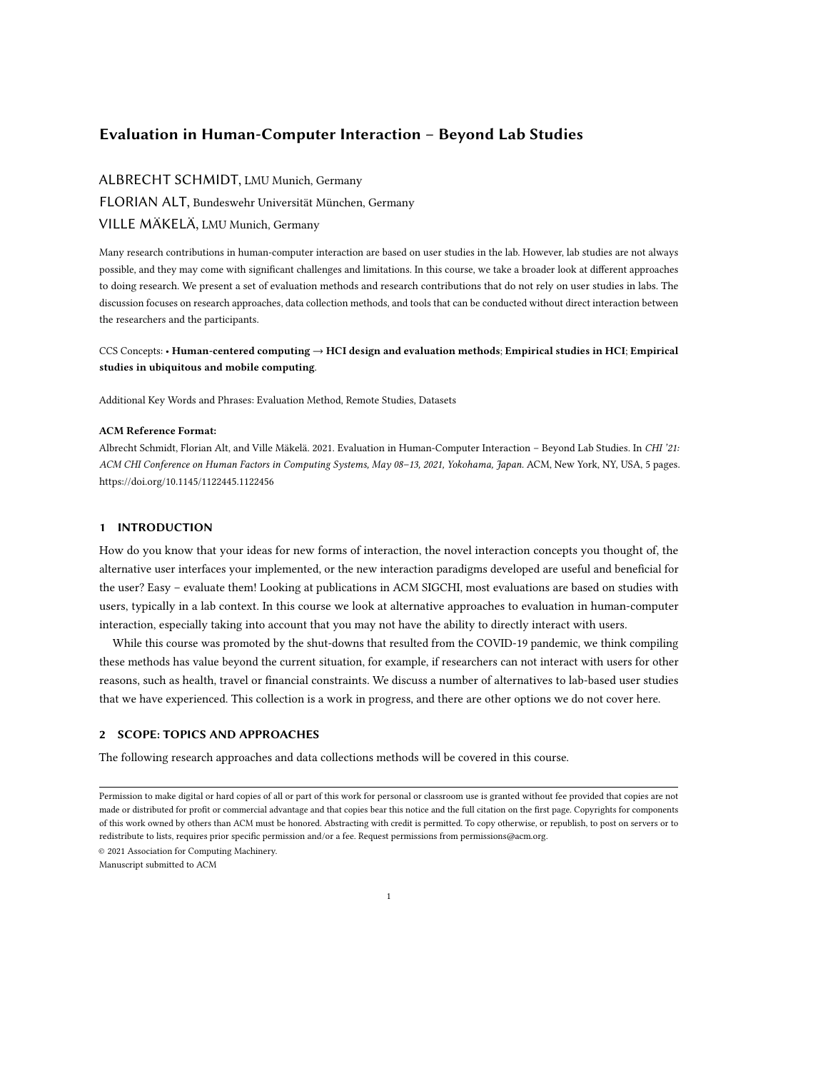# Evaluation in Human-Computer Interaction – Beyond Lab Studies

ALBRECHT SCHMIDT, LMU Munich, Germany

FLORIAN ALT, Bundeswehr Universität München, Germany

VILLE MÄKELÄ, LMU Munich, Germany

Many research contributions in human-computer interaction are based on user studies in the lab. However, lab studies are not always possible, and they may come with significant challenges and limitations. In this course, we take a broader look at different approaches to doing research. We present a set of evaluation methods and research contributions that do not rely on user studies in labs. The discussion focuses on research approaches, data collection methods, and tools that can be conducted without direct interaction between the researchers and the participants.

CCS Concepts: • **Human-centered computing → HCI design and evaluation methods**; **Empirical studies in HCI**; **Empirical studies in ubiquitous and mobile computing**.

Additional Key Words and Phrases: Evaluation Method, Remote Studies, Datasets

**ACM Reference Format:**

Albrecht Schmidt, Florian Alt, and Ville Mäkelä. 2021. Evaluation in Human-Computer Interaction – Beyond Lab Studies. In *CHI '21: ACM CHI Conference on Human Factors in Computing Systems, May 08–13, 2021, Yokohama, Japan.* ACM, New York, NY, USA, 5 pages. https://doi.org/10.1145/1122445.1122456

## 1 INTRODUCTION

How do you know that your ideas for new forms of interaction, the novel interaction concepts you thought of, the alternative user interfaces your implemented, or the new interaction paradigms developed are useful and beneficial for the user? Easy – evaluate them! Looking at publications in ACM SIGCHI, most evaluations are based on studies with users, typically in a lab context. In this course we look at alternative approaches to evaluation in human-computer interaction, especially taking into account that you may not have the ability to directly interact with users.

While this course was promoted by the shut-downs that resulted from the COVID-19 pandemic, we think compiling these methods has value beyond the current situation, for example, if researchers can not interact with users for other reasons, such as health, travel or financial constraints. We discuss a number of alternatives to lab-based user studies that we have experienced. This collection is a work in progress, and there are other options we do not cover here.

## 2 SCOPE: TOPICS AND APPROACHES

The following research approaches and data collections methods will be covered in this course.

---

Permission to make digital or hard copies of all or part of this work for personal or classroom use is granted without fee provided that copies are not made or distributed for profit or commercial advantage and that copies bear this notice and the full citation on the first page. Copyrights for components of this work owned by others than ACM must be honored. Abstracting with credit is permitted. To copy otherwise, or republish, to post on servers or to redistribute to lists, requires prior specific permission and/or a fee. Request permissions from permissions@acm.org.

© 2021 Association for Computing Machinery.

Manuscript submitted to ACM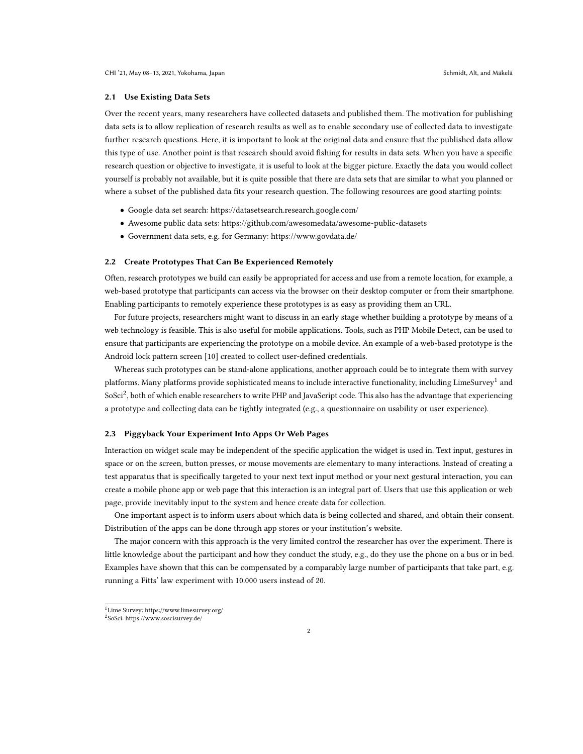### 2.1 Use Existing Data Sets

Over the recent years, many researchers have collected datasets and published them. The motivation for publishing data sets is to allow replication of research results as well as to enable secondary use of collected data to investigate further research questions. Here, it is important to look at the original data and ensure that the published data allow this type of use. Another point is that research should avoid fishing for results in data sets. When you have a specific research question or objective to investigate, it is useful to look at the bigger picture. Exactly the data you would collect yourself is probably not available, but it is quite possible that there are data sets that are similar to what you planned or where a subset of the published data fits your research question. The following resources are good starting points:

- Google data set search: https://datasetsearch.research.google.com/
- Awesome public data sets: https://github.com/awesomedata/awesome-public-datasets
- Government data sets, e.g. for Germany: https://www.govdata.de/

### 2.2 Create Prototypes That Can Be Experienced Remotely

Often, research prototypes we build can easily be appropriated for access and use from a remote location, for example, a web-based prototype that participants can access via the browser on their desktop computer or from their smartphone. Enabling participants to remotely experience these prototypes is as easy as providing them an URL.

For future projects, researchers might want to discuss in an early stage whether building a prototype by means of a web technology is feasible. This is also useful for mobile applications. Tools, such as PHP Mobile Detect, can be used to ensure that participants are experiencing the prototype on a mobile device. An example of a web-based prototype is the Android lock pattern screen [10] created to collect user-defined credentials.

Whereas such prototypes can be stand-alone applications, another approach could be to integrate them with survey platforms. Many platforms provide sophisticated means to include interactive functionality, including LimeSurvey[1] and SoSci[2], both of which enable researchers to write PHP and JavaScript code. This also has the advantage that experiencing a prototype and collecting data can be tightly integrated (e.g., a questionnaire on usability or user experience).

### 2.3 Piggyback Your Experiment Into Apps Or Web Pages

Interaction on widget scale may be independent of the specific application the widget is used in. Text input, gestures in space or on the screen, button presses, or mouse movements are elementary to many interactions. Instead of creating a test apparatus that is specifically targeted to your next text input method or your next gestural interaction, you can create a mobile phone app or web page that this interaction is an integral part of. Users that use this application or web page, provide inevitably input to the system and hence create data for collection.

One important aspect is to inform users about which data is being collected and shared, and obtain their consent. Distribution of the apps can be done through app stores or your institution's website.

The major concern with this approach is the very limited control the researcher has over the experiment. There is little knowledge about the participant and how they conduct the study, e.g., do they use the phone on a bus or in bed. Examples have shown that this can be compensated by a comparably large number of participants that take part, e.g. running a Fitts' law experiment with 10.000 users instead of 20.

---

[1] Lime Survey: https://www.limesurvey.org/

[2] SoSci: https://www.soscisurvey.de/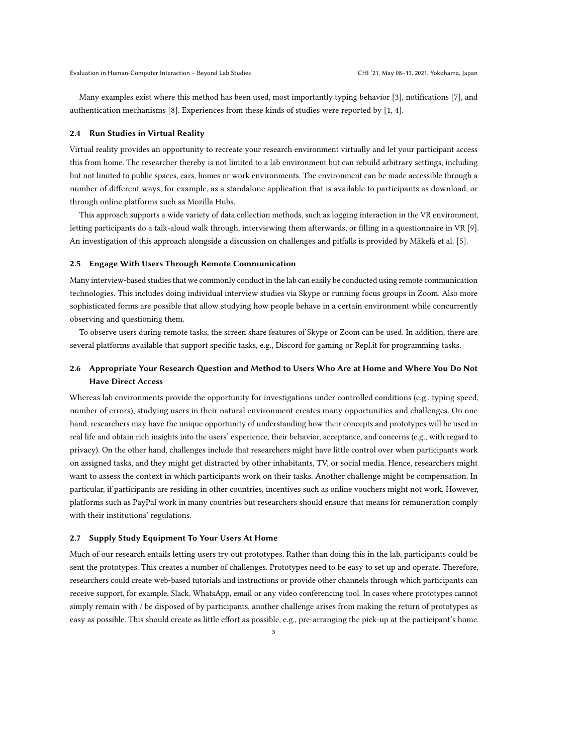Many examples exist where this method has been used, most importantly typing behavior [3], notifications [7], and authentication mechanisms [8]. Experiences from these kinds of studies were reported by [1, 4].

### 2.4 Run Studies in Virtual Reality

Virtual reality provides an opportunity to recreate your research environment virtually and let your participant access this from home. The researcher thereby is not limited to a lab environment but can rebuild arbitrary settings, including but not limited to public spaces, cars, homes or work environments. The environment can be made accessible through a number of different ways, for example, as a standalone application that is available to participants as download, or through online platforms such as Mozilla Hubs.

This approach supports a wide variety of data collection methods, such as logging interaction in the VR environment, letting participants do a talk-aloud walk through, interviewing them afterwards, or filling in a questionnaire in VR [9]. An investigation of this approach alongside a discussion on challenges and pitfalls is provided by Mäkelä et al. [5].

### 2.5 Engage With Users Through Remote Communication

Many interview-based studies that we commonly conduct in the lab can easily be conducted using remote communication technologies. This includes doing individual interview studies via Skype or running focus groups in Zoom. Also more sophisticated forms are possible that allow studying how people behave in a certain environment while concurrently observing and questioning them.

To observe users during remote tasks, the screen share features of Skype or Zoom can be used. In addition, there are several platforms available that support specific tasks, e.g., Discord for gaming or Repl.it for programming tasks.

### 2.6 Appropriate Your Research Question and Method to Users Who Are at Home and Where You Do Not Have Direct Access

Whereas lab environments provide the opportunity for investigations under controlled conditions (e.g., typing speed, number of errors), studying users in their natural environment creates many opportunities and challenges. On one hand, researchers may have the unique opportunity of understanding how their concepts and prototypes will be used in real life and obtain rich insights into the users' experience, their behavior, acceptance, and concerns (e.g., with regard to privacy). On the other hand, challenges include that researchers might have little control over when participants work on assigned tasks, and they might get distracted by other inhabitants, TV, or social media. Hence, researchers might want to assess the context in which participants work on their tasks. Another challenge might be compensation. In particular, if participants are residing in other countries, incentives such as online vouchers might not work. However, platforms such as PayPal work in many countries but researchers should ensure that means for remuneration comply with their institutions' regulations.

### 2.7 Supply Study Equipment To Your Users At Home

Much of our research entails letting users try out prototypes. Rather than doing this in the lab, participants could be sent the prototypes. This creates a number of challenges. Prototypes need to be easy to set up and operate. Therefore, researchers could create web-based tutorials and instructions or provide other channels through which participants can receive support, for example, Slack, WhatsApp, email or any video conferencing tool. In cases where prototypes cannot simply remain with / be disposed of by participants, another challenge arises from making the return of prototypes as easy as possible. This should create as little effort as possible, e.g., pre-arranging the pick-up at the participant's home.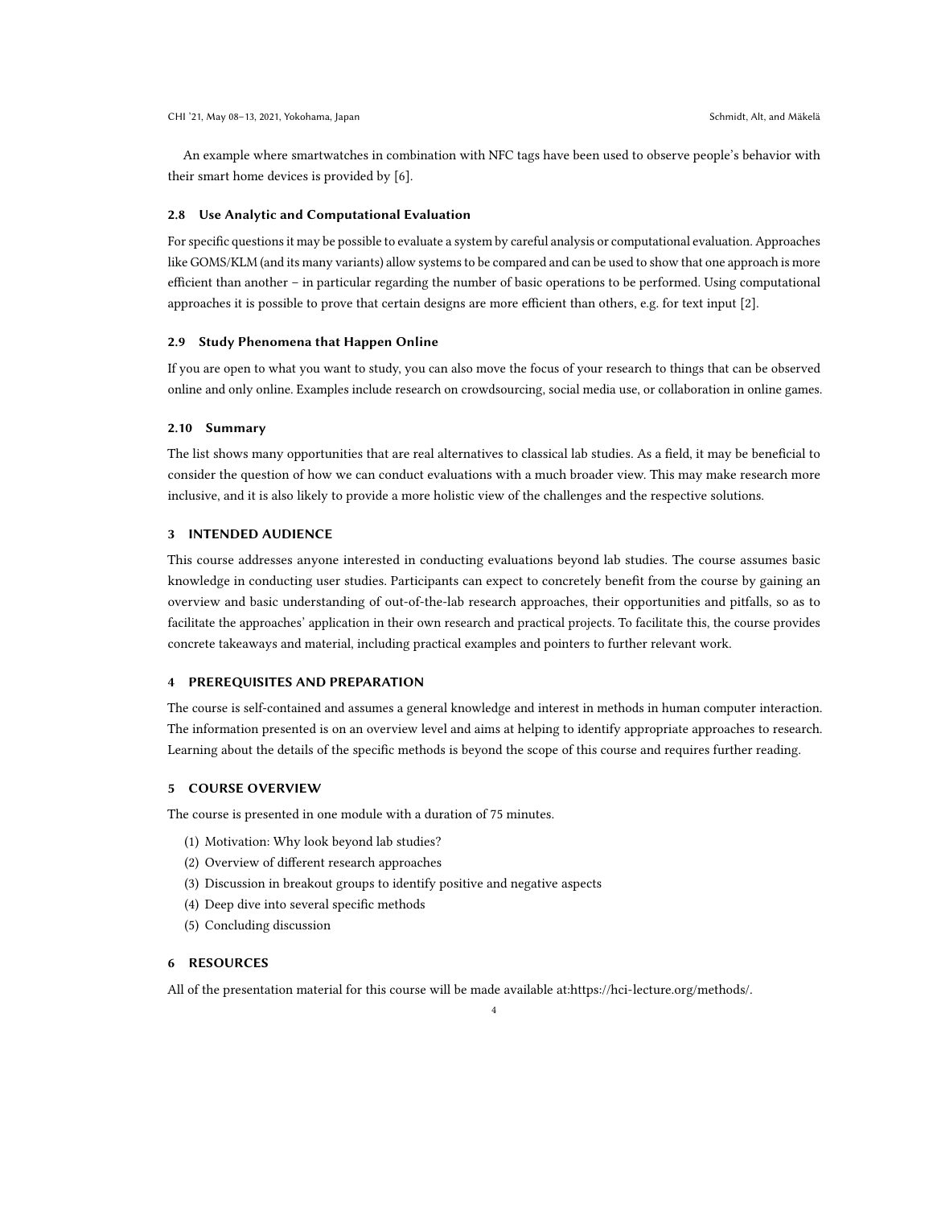An example where smartwatches in combination with NFC tags have been used to observe people's behavior with their smart home devices is provided by [6].

### 2.8 Use Analytic and Computational Evaluation

For specific questions it may be possible to evaluate a system by careful analysis or computational evaluation. Approaches like GOMS/KLM (and its many variants) allow systems to be compared and can be used to show that one approach is more efficient than another – in particular regarding the number of basic operations to be performed. Using computational approaches it is possible to prove that certain designs are more efficient than others, e.g. for text input [2].

### 2.9 Study Phenomena that Happen Online

If you are open to what you want to study, you can also move the focus of your research to things that can be observed online and only online. Examples include research on crowdsourcing, social media use, or collaboration in online games.

### 2.10 Summary

The list shows many opportunities that are real alternatives to classical lab studies. As a field, it may be beneficial to consider the question of how we can conduct evaluations with a much broader view. This may make research more inclusive, and it is also likely to provide a more holistic view of the challenges and the respective solutions.

## 3 INTENDED AUDIENCE

This course addresses anyone interested in conducting evaluations beyond lab studies. The course assumes basic knowledge in conducting user studies. Participants can expect to concretely benefit from the course by gaining an overview and basic understanding of out-of-the-lab research approaches, their opportunities and pitfalls, so as to facilitate the approaches' application in their own research and practical projects. To facilitate this, the course provides concrete takeaways and material, including practical examples and pointers to further relevant work.

## 4 PREREQUISITES AND PREPARATION

The course is self-contained and assumes a general knowledge and interest in methods in human computer interaction. The information presented is on an overview level and aims at helping to identify appropriate approaches to research. Learning about the details of the specific methods is beyond the scope of this course and requires further reading.

## 5 COURSE OVERVIEW

The course is presented in one module with a duration of 75 minutes.

(1) Motivation: Why look beyond lab studies?
(2) Overview of different research approaches
(3) Discussion in breakout groups to identify positive and negative aspects
(4) Deep dive into several specific methods
(5) Concluding discussion

## 6 RESOURCES

All of the presentation material for this course will be made available at:https://hci-lecture.org/methods/.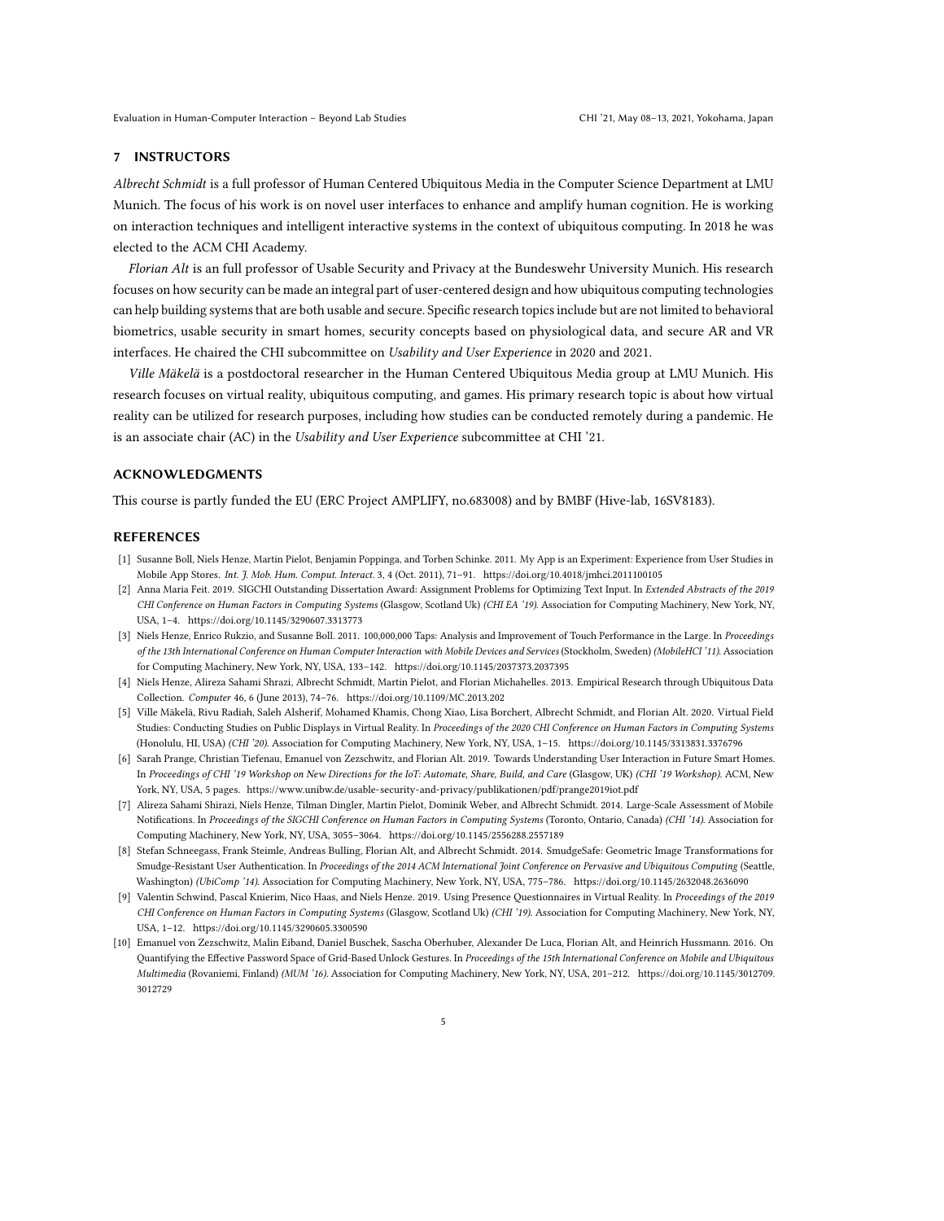## 7 INSTRUCTORS

*Albrecht Schmidt* is a full professor of Human Centered Ubiquitous Media in the Computer Science Department at LMU Munich. The focus of his work is on novel user interfaces to enhance and amplify human cognition. He is working on interaction techniques and intelligent interactive systems in the context of ubiquitous computing. In 2018 he was elected to the ACM CHI Academy.

*Florian Alt* is an full professor of Usable Security and Privacy at the Bundeswehr University Munich. His research focuses on how security can be made an integral part of user-centered design and how ubiquitous computing technologies can help building systems that are both usable and secure. Specific research topics include but are not limited to behavioral biometrics, usable security in smart homes, security concepts based on physiological data, and secure AR and VR interfaces. He chaired the CHI subcommittee on *Usability and User Experience* in 2020 and 2021.

*Ville Mäkelä* is a postdoctoral researcher in the Human Centered Ubiquitous Media group at LMU Munich. His research focuses on virtual reality, ubiquitous computing, and games. His primary research topic is about how virtual reality can be utilized for research purposes, including how studies can be conducted remotely during a pandemic. He is an associate chair (AC) in the *Usability and User Experience* subcommittee at CHI '21.

## ACKNOWLEDGMENTS

This course is partly funded the EU (ERC Project AMPLIFY, no.683008) and by BMBF (Hive-lab, 16SV8183).

## REFERENCES

[1] Susanne Boll, Niels Henze, Martin Pielot, Benjamin Poppinga, and Torben Schinke. 2011. My App is an Experiment: Experience from User Studies in Mobile App Stores. *Int. J. Mob. Hum. Comput. Interact.* 3, 4 (Oct. 2011), 71–91. https://doi.org/10.4018/jmhci.2011100105

[2] Anna Maria Feit. 2019. SIGCHI Outstanding Dissertation Award: Assignment Problems for Optimizing Text Input. In *Extended Abstracts of the 2019 CHI Conference on Human Factors in Computing Systems* (Glasgow, Scotland Uk) *(CHI EA '19)*. Association for Computing Machinery, New York, NY, USA, 1–4. https://doi.org/10.1145/3290607.3313773

[3] Niels Henze, Enrico Rukzio, and Susanne Boll. 2011. 100,000,000 Taps: Analysis and Improvement of Touch Performance in the Large. In *Proceedings of the 13th International Conference on Human Computer Interaction with Mobile Devices and Services* (Stockholm, Sweden) *(MobileHCI '11)*. Association for Computing Machinery, New York, NY, USA, 133–142. https://doi.org/10.1145/2037373.2037395

[4] Niels Henze, Alireza Sahami Shrazi, Albrecht Schmidt, Martin Pielot, and Florian Michahelles. 2013. Empirical Research through Ubiquitous Data Collection. *Computer* 46, 6 (June 2013), 74–76. https://doi.org/10.1109/MC.2013.202

[5] Ville Mäkelä, Rivu Radiah, Saleh Alsherif, Mohamed Khamis, Chong Xiao, Lisa Borchert, Albrecht Schmidt, and Florian Alt. 2020. Virtual Field Studies: Conducting Studies on Public Displays in Virtual Reality. In *Proceedings of the 2020 CHI Conference on Human Factors in Computing Systems* (Honolulu, HI, USA) *(CHI '20)*. Association for Computing Machinery, New York, NY, USA, 1–15. https://doi.org/10.1145/3313831.3376796

[6] Sarah Prange, Christian Tiefenau, Emanuel von Zezschwitz, and Florian Alt. 2019. Towards Understanding User Interaction in Future Smart Homes. In *Proceedings of CHI '19 Workshop on New Directions for the IoT: Automate, Share, Build, and Care* (Glasgow, UK) *(CHI '19 Workshop)*. ACM, New York, NY, USA, 5 pages. https://www.unibw.de/usable-security-and-privacy/publikationen/pdf/prange2019iot.pdf

[7] Alireza Sahami Shirazi, Niels Henze, Tilman Dingler, Martin Pielot, Dominik Weber, and Albrecht Schmidt. 2014. Large-Scale Assessment of Mobile Notifications. In *Proceedings of the SIGCHI Conference on Human Factors in Computing Systems* (Toronto, Ontario, Canada) *(CHI '14)*. Association for Computing Machinery, New York, NY, USA, 3055–3064. https://doi.org/10.1145/2556288.2557189

[8] Stefan Schneegass, Frank Steimle, Andreas Bulling, Florian Alt, and Albrecht Schmidt. 2014. SmudgeSafe: Geometric Image Transformations for Smudge-Resistant User Authentication. In *Proceedings of the 2014 ACM International Joint Conference on Pervasive and Ubiquitous Computing* (Seattle, Washington) *(UbiComp '14)*. Association for Computing Machinery, New York, NY, USA, 775–786. https://doi.org/10.1145/2632048.2636090

[9] Valentin Schwind, Pascal Knierim, Nico Haas, and Niels Henze. 2019. Using Presence Questionnaires in Virtual Reality. In *Proceedings of the 2019 CHI Conference on Human Factors in Computing Systems* (Glasgow, Scotland Uk) *(CHI '19)*. Association for Computing Machinery, New York, NY, USA, 1–12. https://doi.org/10.1145/3290605.3300590

[10] Emanuel von Zezschwitz, Malin Eiband, Daniel Buschek, Sascha Oberhuber, Alexander De Luca, Florian Alt, and Heinrich Hussmann. 2016. On Quantifying the Effective Password Space of Grid-Based Unlock Gestures. In *Proceedings of the 15th International Conference on Mobile and Ubiquitous Multimedia* (Rovaniemi, Finland) *(MUM '16)*. Association for Computing Machinery, New York, NY, USA, 201–212. https://doi.org/10.1145/3012709.3012729